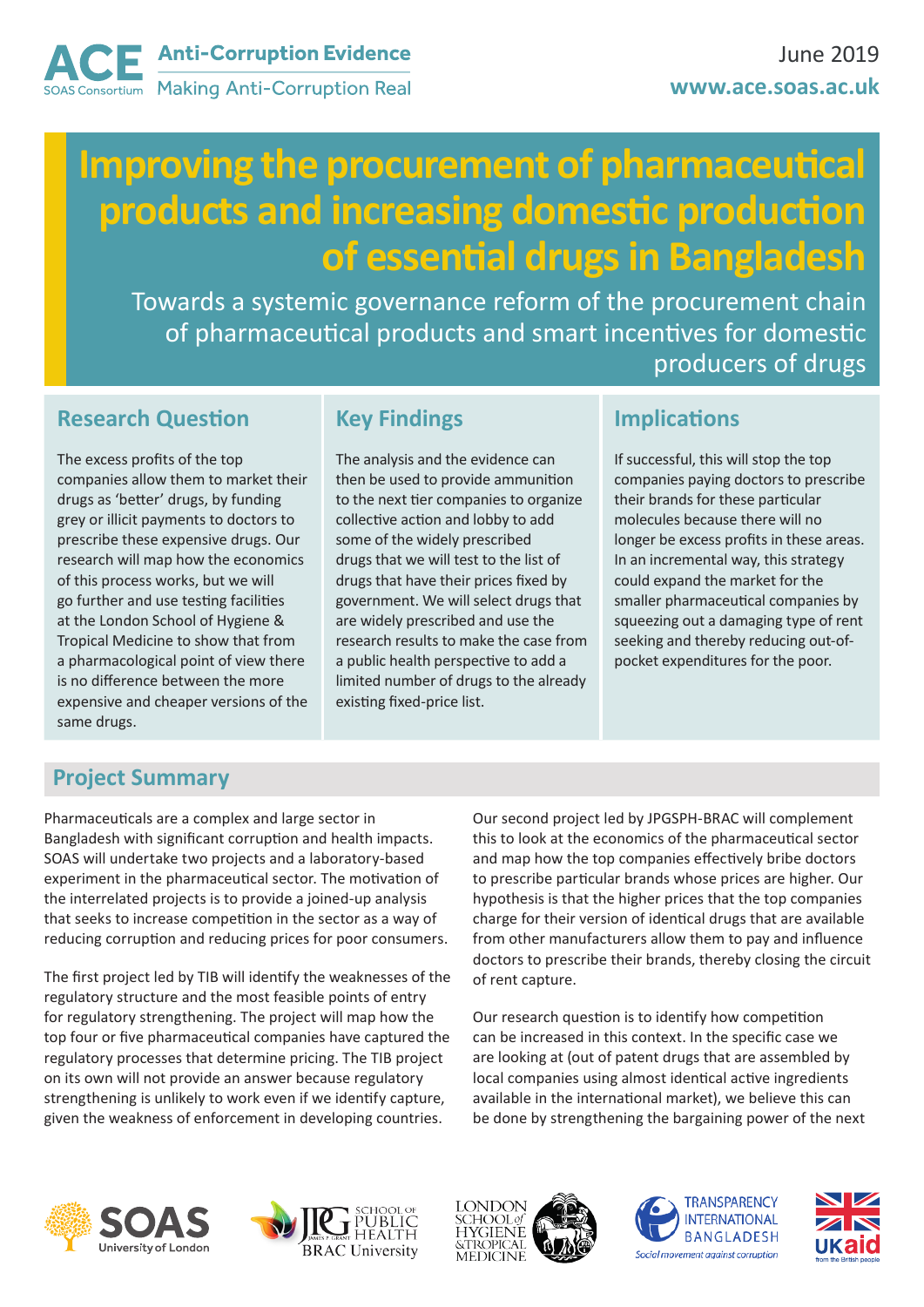ACE Anti-Corruption Evidence
SOAS Consortium — Making Anti-Corruption Real

June 2019
www.ace.soas.ac.uk

# Improving the procurement of pharmaceutical products and increasing domestic production of essential drugs in Bangladesh

Towards a systemic governance reform of the procurement chain of pharmaceutical products and smart incentives for domestic producers of drugs

## Research Question

The excess profits of the top companies allow them to market their drugs as 'better' drugs, by funding grey or illicit payments to doctors to prescribe these expensive drugs. Our research will map how the economics of this process works, but we will go further and use testing facilities at the London School of Hygiene & Tropical Medicine to show that from a pharmacological point of view there is no difference between the more expensive and cheaper versions of the same drugs.

## Key Findings

The analysis and the evidence can then be used to provide ammunition to the next tier companies to organize collective action and lobby to add some of the widely prescribed drugs that we will test to the list of drugs that have their prices fixed by government. We will select drugs that are widely prescribed and use the research results to make the case from a public health perspective to add a limited number of drugs to the already existing fixed-price list.

## Implications

If successful, this will stop the top companies paying doctors to prescribe their brands for these particular molecules because there will no longer be excess profits in these areas. In an incremental way, this strategy could expand the market for the smaller pharmaceutical companies by squeezing out a damaging type of rent seeking and thereby reducing out-of-pocket expenditures for the poor.

## Project Summary

Pharmaceuticals are a complex and large sector in Bangladesh with significant corruption and health impacts. SOAS will undertake two projects and a laboratory-based experiment in the pharmaceutical sector. The motivation of the interrelated projects is to provide a joined-up analysis that seeks to increase competition in the sector as a way of reducing corruption and reducing prices for poor consumers.

The first project led by TIB will identify the weaknesses of the regulatory structure and the most feasible points of entry for regulatory strengthening. The project will map how the top four or five pharmaceutical companies have captured the regulatory processes that determine pricing. The TIB project on its own will not provide an answer because regulatory strengthening is unlikely to work even if we identify capture, given the weakness of enforcement in developing countries.

Our second project led by JPGSPH-BRAC will complement this to look at the economics of the pharmaceutical sector and map how the top companies effectively bribe doctors to prescribe particular brands whose prices are higher. Our hypothesis is that the higher prices that the top companies charge for their version of identical drugs that are available from other manufacturers allow them to pay and influence doctors to prescribe their brands, thereby closing the circuit of rent capture.

Our research question is to identify how competition can be increased in this context. In the specific case we are looking at (out of patent drugs that are assembled by local companies using almost identical active ingredients available in the international market), we believe this can be done by strengthening the bargaining power of the next

SOAS University of London | James P Grant School of Public Health, BRAC University | London School of Hygiene & Tropical Medicine | Transparency International Bangladesh — Social movement against corruption | UKaid from the British people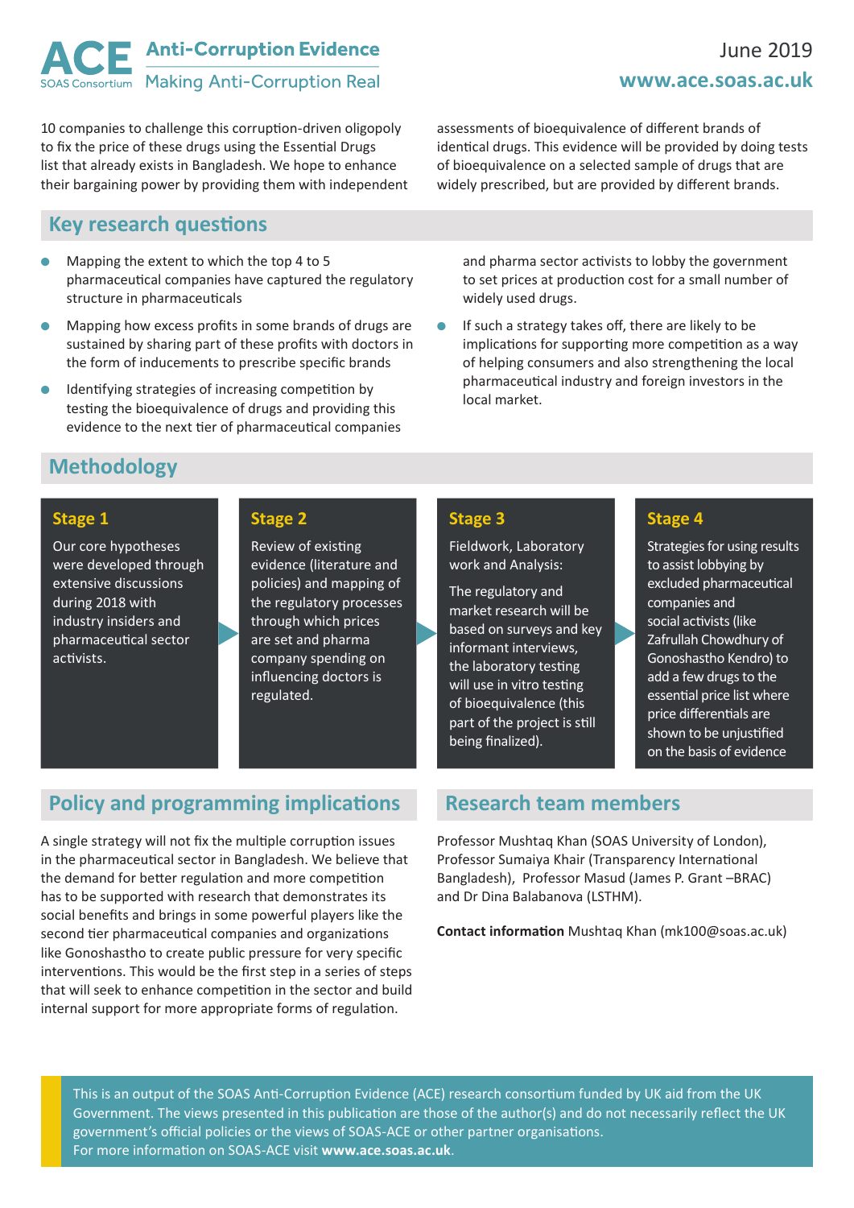10 companies to challenge this corruption-driven oligopoly to fix the price of these drugs using the Essential Drugs list that already exists in Bangladesh. We hope to enhance their bargaining power by providing them with independent assessments of bioequivalence of different brands of identical drugs. This evidence will be provided by doing tests of bioequivalence on a selected sample of drugs that are widely prescribed, but are provided by different brands.

## Key research questions

- Mapping the extent to which the top 4 to 5 pharmaceutical companies have captured the regulatory structure in pharmaceuticals
- Mapping how excess profits in some brands of drugs are sustained by sharing part of these profits with doctors in the form of inducements to prescribe specific brands
- Identifying strategies of increasing competition by testing the bioequivalence of drugs and providing this evidence to the next tier of pharmaceutical companies and pharma sector activists to lobby the government to set prices at production cost for a small number of widely used drugs.
- If such a strategy takes off, there are likely to be implications for supporting more competition as a way of helping consumers and also strengthening the local pharmaceutical industry and foreign investors in the local market.

## Methodology

### Stage 1

Our core hypotheses were developed through extensive discussions during 2018 with industry insiders and pharmaceutical sector activists.

### Stage 2

Review of existing evidence (literature and policies) and mapping of the regulatory processes through which prices are set and pharma company spending on influencing doctors is regulated.

### Stage 3

Fieldwork, Laboratory work and Analysis:

The regulatory and market research will be based on surveys and key informant interviews, the laboratory testing will use in vitro testing of bioequivalence (this part of the project is still being finalized).

### Stage 4

Strategies for using results to assist lobbying by excluded pharmaceutical companies and social activists (like Zafrullah Chowdhury of Gonoshastho Kendro) to add a few drugs to the essential price list where price differentials are shown to be unjustified on the basis of evidence

## Policy and programming implications

A single strategy will not fix the multiple corruption issues in the pharmaceutical sector in Bangladesh. We believe that the demand for better regulation and more competition has to be supported with research that demonstrates its social benefits and brings in some powerful players like the second tier pharmaceutical companies and organizations like Gonoshastho to create public pressure for very specific interventions. This would be the first step in a series of steps that will seek to enhance competition in the sector and build internal support for more appropriate forms of regulation.

## Research team members

Professor Mushtaq Khan (SOAS University of London), Professor Sumaiya Khair (Transparency International Bangladesh), Professor Masud (James P. Grant –BRAC) and Dr Dina Balabanova (LSTHM).

**Contact information** Mushtaq Khan (mk100@soas.ac.uk)

This is an output of the SOAS Anti-Corruption Evidence (ACE) research consortium funded by UK aid from the UK Government. The views presented in this publication are those of the author(s) and do not necessarily reflect the UK government's official policies or the views of SOAS-ACE or other partner organisations. For more information on SOAS-ACE visit **www.ace.soas.ac.uk**.